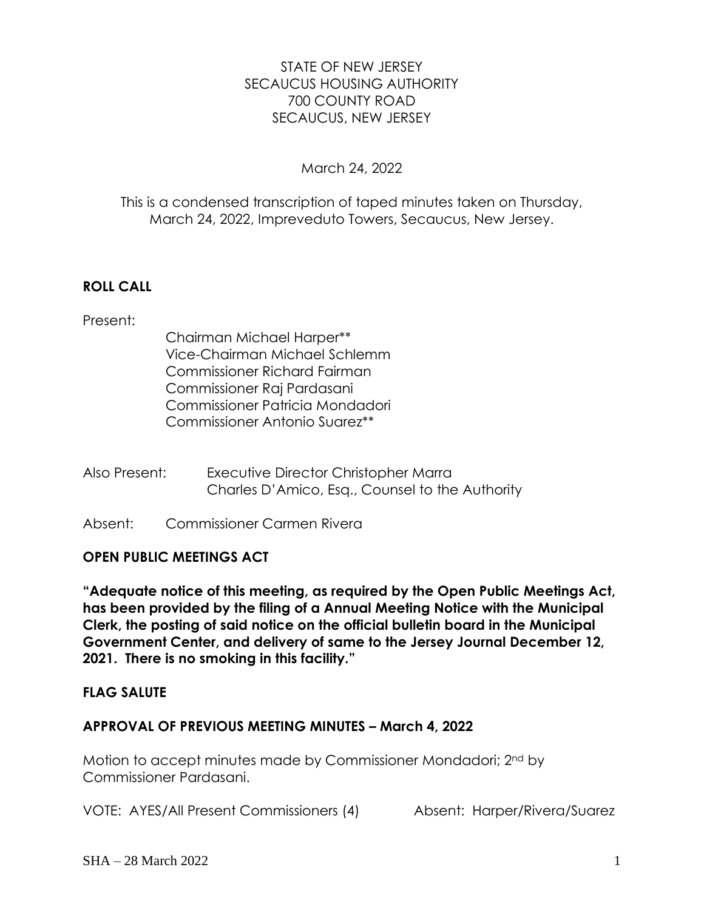STATE OF NEW JERSEY
SECAUCUS HOUSING AUTHORITY
700 COUNTY ROAD
SECAUCUS, NEW JERSEY

March 24, 2022

This is a condensed transcription of taped minutes taken on Thursday, March 24, 2022, Impreveduto Towers, Secaucus, New Jersey.

**ROLL CALL**

Present:

Chairman Michael Harper**
Vice-Chairman Michael Schlemm
Commissioner Richard Fairman
Commissioner Raj Pardasani
Commissioner Patricia Mondadori
Commissioner Antonio Suarez**

Also Present: Executive Director Christopher Marra
Charles D'Amico, Esq., Counsel to the Authority

Absent: Commissioner Carmen Rivera

**OPEN PUBLIC MEETINGS ACT**

**"Adequate notice of this meeting, as required by the Open Public Meetings Act, has been provided by the filing of a Annual Meeting Notice with the Municipal Clerk, the posting of said notice on the official bulletin board in the Municipal Government Center, and delivery of same to the Jersey Journal December 12, 2021. There is no smoking in this facility."**

**FLAG SALUTE**

**APPROVAL OF PREVIOUS MEETING MINUTES – March 4, 2022**

Motion to accept minutes made by Commissioner Mondadori; 2nd by Commissioner Pardasani.

VOTE: AYES/All Present Commissioners (4) Absent: Harper/Rivera/Suarez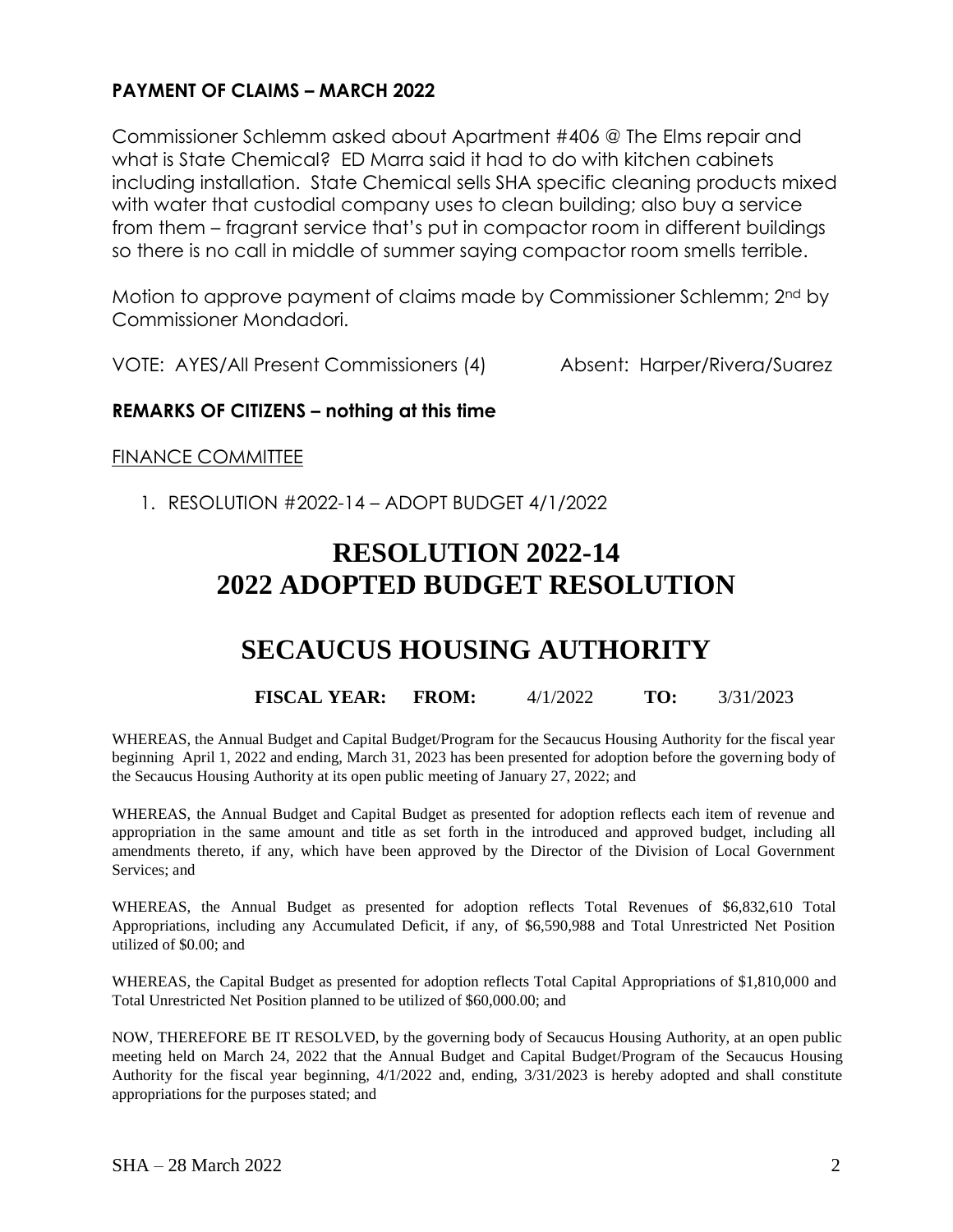**PAYMENT OF CLAIMS – MARCH 2022**

Commissioner Schlemm asked about Apartment #406 @ The Elms repair and what is State Chemical? ED Marra said it had to do with kitchen cabinets including installation. State Chemical sells SHA specific cleaning products mixed with water that custodial company uses to clean building; also buy a service from them – fragrant service that's put in compactor room in different buildings so there is no call in middle of summer saying compactor room smells terrible.

Motion to approve payment of claims made by Commissioner Schlemm; 2nd by Commissioner Mondadori.

VOTE: AYES/All Present Commissioners (4) Absent: Harper/Rivera/Suarez

**REMARKS OF CITIZENS – nothing at this time**

FINANCE COMMITTEE

1. RESOLUTION #2022-14 – ADOPT BUDGET 4/1/2022

# RESOLUTION 2022-14
# 2022 ADOPTED BUDGET RESOLUTION

# SECAUCUS HOUSING AUTHORITY

**FISCAL YEAR: FROM:** 4/1/2022 **TO:** 3/31/2023

WHEREAS, the Annual Budget and Capital Budget/Program for the Secaucus Housing Authority for the fiscal year beginning April 1, 2022 and ending, March 31, 2023 has been presented for adoption before the governing body of the Secaucus Housing Authority at its open public meeting of January 27, 2022; and

WHEREAS, the Annual Budget and Capital Budget as presented for adoption reflects each item of revenue and appropriation in the same amount and title as set forth in the introduced and approved budget, including all amendments thereto, if any, which have been approved by the Director of the Division of Local Government Services; and

WHEREAS, the Annual Budget as presented for adoption reflects Total Revenues of $6,832,610 Total Appropriations, including any Accumulated Deficit, if any, of $6,590,988 and Total Unrestricted Net Position utilized of $0.00; and

WHEREAS, the Capital Budget as presented for adoption reflects Total Capital Appropriations of $1,810,000 and Total Unrestricted Net Position planned to be utilized of $60,000.00; and

NOW, THEREFORE BE IT RESOLVED, by the governing body of Secaucus Housing Authority, at an open public meeting held on March 24, 2022 that the Annual Budget and Capital Budget/Program of the Secaucus Housing Authority for the fiscal year beginning, 4/1/2022 and, ending, 3/31/2023 is hereby adopted and shall constitute appropriations for the purposes stated; and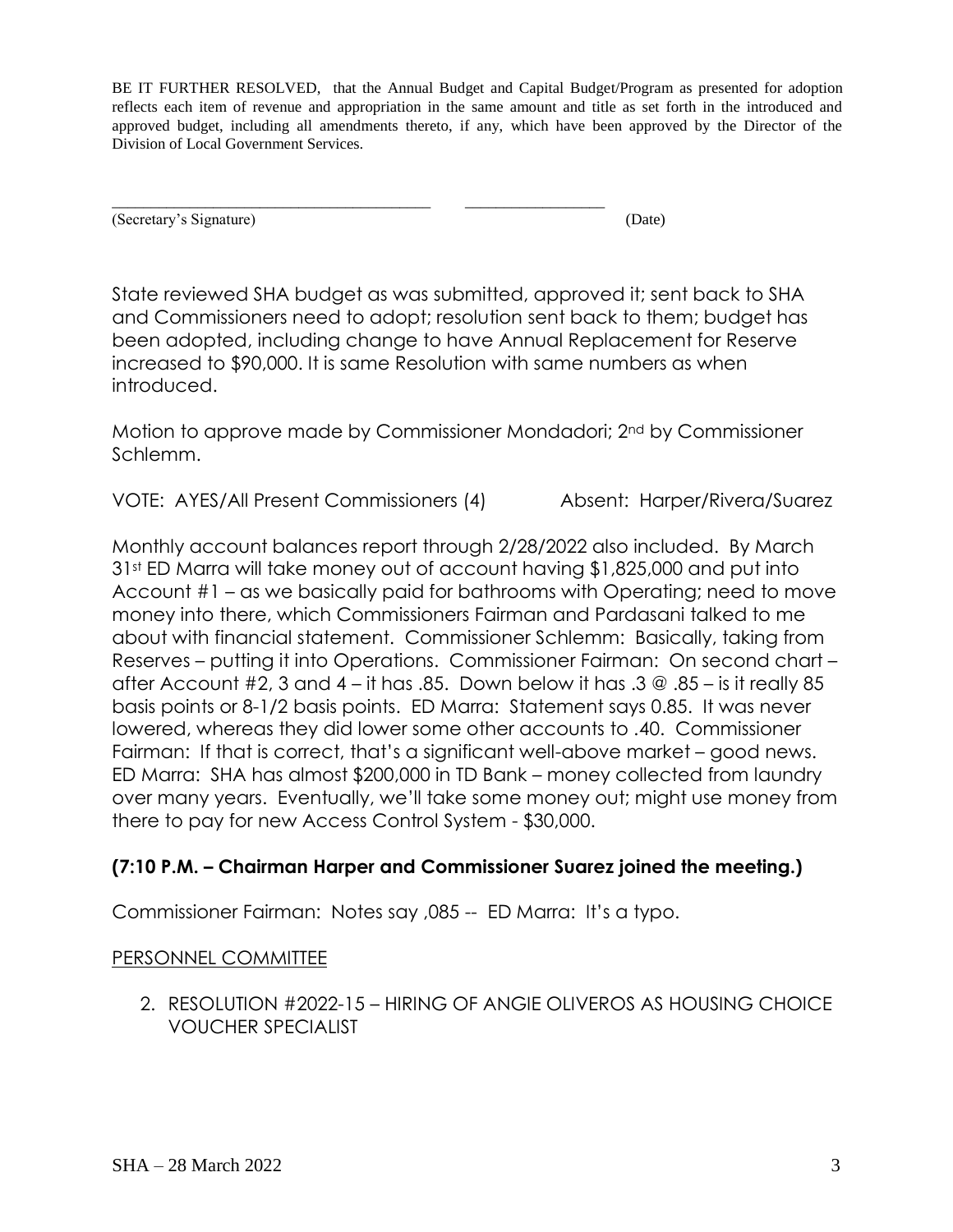BE IT FURTHER RESOLVED, that the Annual Budget and Capital Budget/Program as presented for adoption reflects each item of revenue and appropriation in the same amount and title as set forth in the introduced and approved budget, including all amendments thereto, if any, which have been approved by the Director of the Division of Local Government Services.

\_\_\_\_\_\_\_\_\_\_\_\_\_\_\_\_\_\_\_\_\_\_\_\_\_\_\_\_\_\_\_\_\_\_\_\_\_\_\_ \_\_\_\_\_\_\_\_\_\_\_\_\_\_\_\_\_\_

(Secretary's Signature) (Date)

State reviewed SHA budget as was submitted, approved it; sent back to SHA and Commissioners need to adopt; resolution sent back to them; budget has been adopted, including change to have Annual Replacement for Reserve increased to $90,000. It is same Resolution with same numbers as when introduced.

Motion to approve made by Commissioner Mondadori; 2nd by Commissioner Schlemm.

VOTE: AYES/All Present Commissioners (4) Absent: Harper/Rivera/Suarez

Monthly account balances report through 2/28/2022 also included. By March 31st ED Marra will take money out of account having $1,825,000 and put into Account #1 – as we basically paid for bathrooms with Operating; need to move money into there, which Commissioners Fairman and Pardasani talked to me about with financial statement. Commissioner Schlemm: Basically, taking from Reserves – putting it into Operations. Commissioner Fairman: On second chart – after Account #2, 3 and 4 – it has .85. Down below it has .3 @ .85 – is it really 85 basis points or 8-1/2 basis points. ED Marra: Statement says 0.85. It was never lowered, whereas they did lower some other accounts to .40. Commissioner Fairman: If that is correct, that's a significant well-above market – good news. ED Marra: SHA has almost $200,000 in TD Bank – money collected from laundry over many years. Eventually, we'll take some money out; might use money from there to pay for new Access Control System - $30,000.

**(7:10 P.M. – Chairman Harper and Commissioner Suarez joined the meeting.)**

Commissioner Fairman: Notes say ,085 -- ED Marra: It's a typo.

<u>PERSONNEL COMMITTEE</u>

2. RESOLUTION #2022-15 – HIRING OF ANGIE OLIVEROS AS HOUSING CHOICE VOUCHER SPECIALIST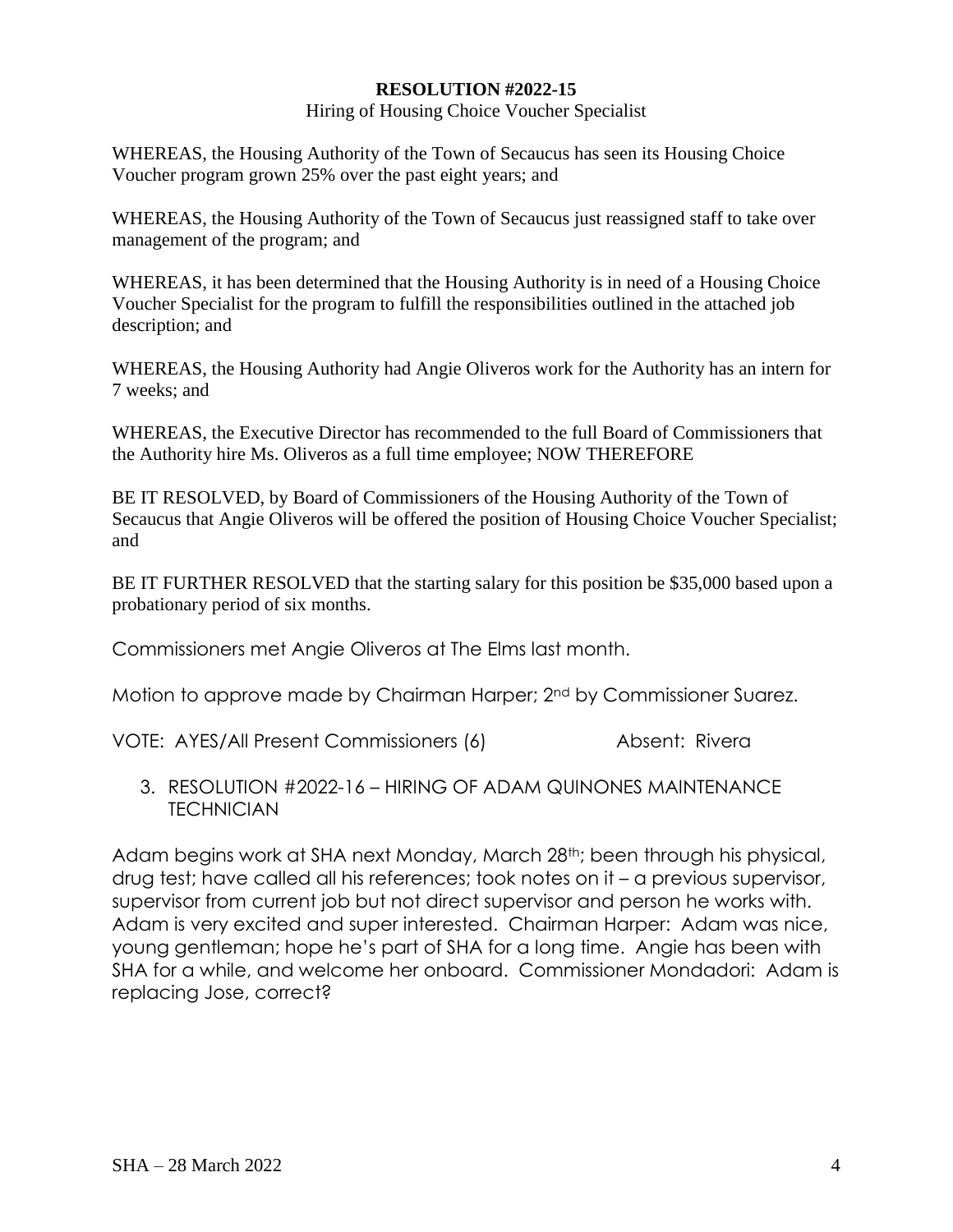**RESOLUTION #2022-15**

Hiring of Housing Choice Voucher Specialist

WHEREAS, the Housing Authority of the Town of Secaucus has seen its Housing Choice Voucher program grown 25% over the past eight years; and

WHEREAS, the Housing Authority of the Town of Secaucus just reassigned staff to take over management of the program; and

WHEREAS, it has been determined that the Housing Authority is in need of a Housing Choice Voucher Specialist for the program to fulfill the responsibilities outlined in the attached job description; and

WHEREAS, the Housing Authority had Angie Oliveros work for the Authority has an intern for 7 weeks; and

WHEREAS, the Executive Director has recommended to the full Board of Commissioners that the Authority hire Ms. Oliveros as a full time employee; NOW THEREFORE

BE IT RESOLVED, by Board of Commissioners of the Housing Authority of the Town of Secaucus that Angie Oliveros will be offered the position of Housing Choice Voucher Specialist; and

BE IT FURTHER RESOLVED that the starting salary for this position be $35,000 based upon a probationary period of six months.

Commissioners met Angie Oliveros at The Elms last month.

Motion to approve made by Chairman Harper; 2nd by Commissioner Suarez.

VOTE: AYES/All Present Commissioners (6) Absent: Rivera

3. RESOLUTION #2022-16 – HIRING OF ADAM QUINONES MAINTENANCE TECHNICIAN

Adam begins work at SHA next Monday, March 28th; been through his physical, drug test; have called all his references; took notes on it – a previous supervisor, supervisor from current job but not direct supervisor and person he works with. Adam is very excited and super interested. Chairman Harper: Adam was nice, young gentleman; hope he's part of SHA for a long time. Angie has been with SHA for a while, and welcome her onboard. Commissioner Mondadori: Adam is replacing Jose, correct?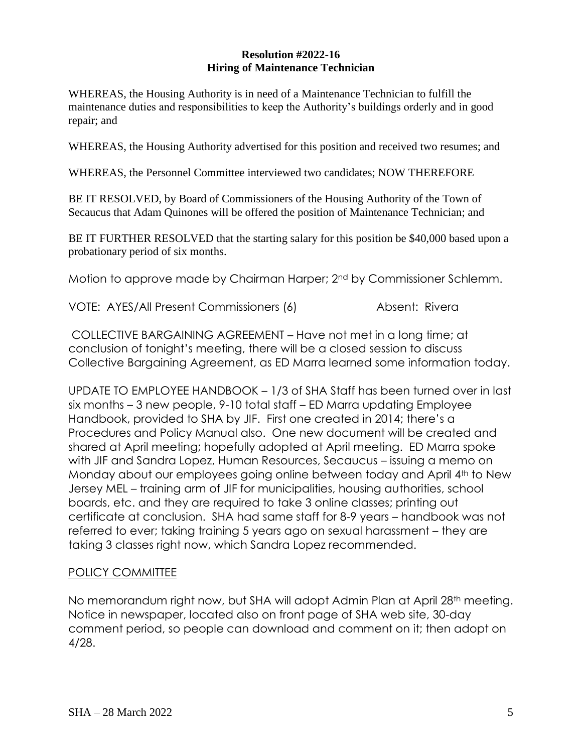**Resolution #2022-16**
**Hiring of Maintenance Technician**

WHEREAS, the Housing Authority is in need of a Maintenance Technician to fulfill the maintenance duties and responsibilities to keep the Authority's buildings orderly and in good repair; and

WHEREAS, the Housing Authority advertised for this position and received two resumes; and

WHEREAS, the Personnel Committee interviewed two candidates; NOW THEREFORE

BE IT RESOLVED, by Board of Commissioners of the Housing Authority of the Town of Secaucus that Adam Quinones will be offered the position of Maintenance Technician; and

BE IT FURTHER RESOLVED that the starting salary for this position be $40,000 based upon a probationary period of six months.

Motion to approve made by Chairman Harper; 2nd by Commissioner Schlemm.

VOTE: AYES/All Present Commissioners (6) Absent: Rivera

COLLECTIVE BARGAINING AGREEMENT – Have not met in a long time; at conclusion of tonight's meeting, there will be a closed session to discuss Collective Bargaining Agreement, as ED Marra learned some information today.

UPDATE TO EMPLOYEE HANDBOOK – 1/3 of SHA Staff has been turned over in last six months – 3 new people, 9-10 total staff – ED Marra updating Employee Handbook, provided to SHA by JIF. First one created in 2014; there's a Procedures and Policy Manual also. One new document will be created and shared at April meeting; hopefully adopted at April meeting. ED Marra spoke with JIF and Sandra Lopez, Human Resources, Secaucus – issuing a memo on Monday about our employees going online between today and April 4th to New Jersey MEL – training arm of JIF for municipalities, housing authorities, school boards, etc. and they are required to take 3 online classes; printing out certificate at conclusion. SHA had same staff for 8-9 years – handbook was not referred to ever; taking training 5 years ago on sexual harassment – they are taking 3 classes right now, which Sandra Lopez recommended.

POLICY COMMITTEE

No memorandum right now, but SHA will adopt Admin Plan at April 28th meeting. Notice in newspaper, located also on front page of SHA web site, 30-day comment period, so people can download and comment on it; then adopt on 4/28.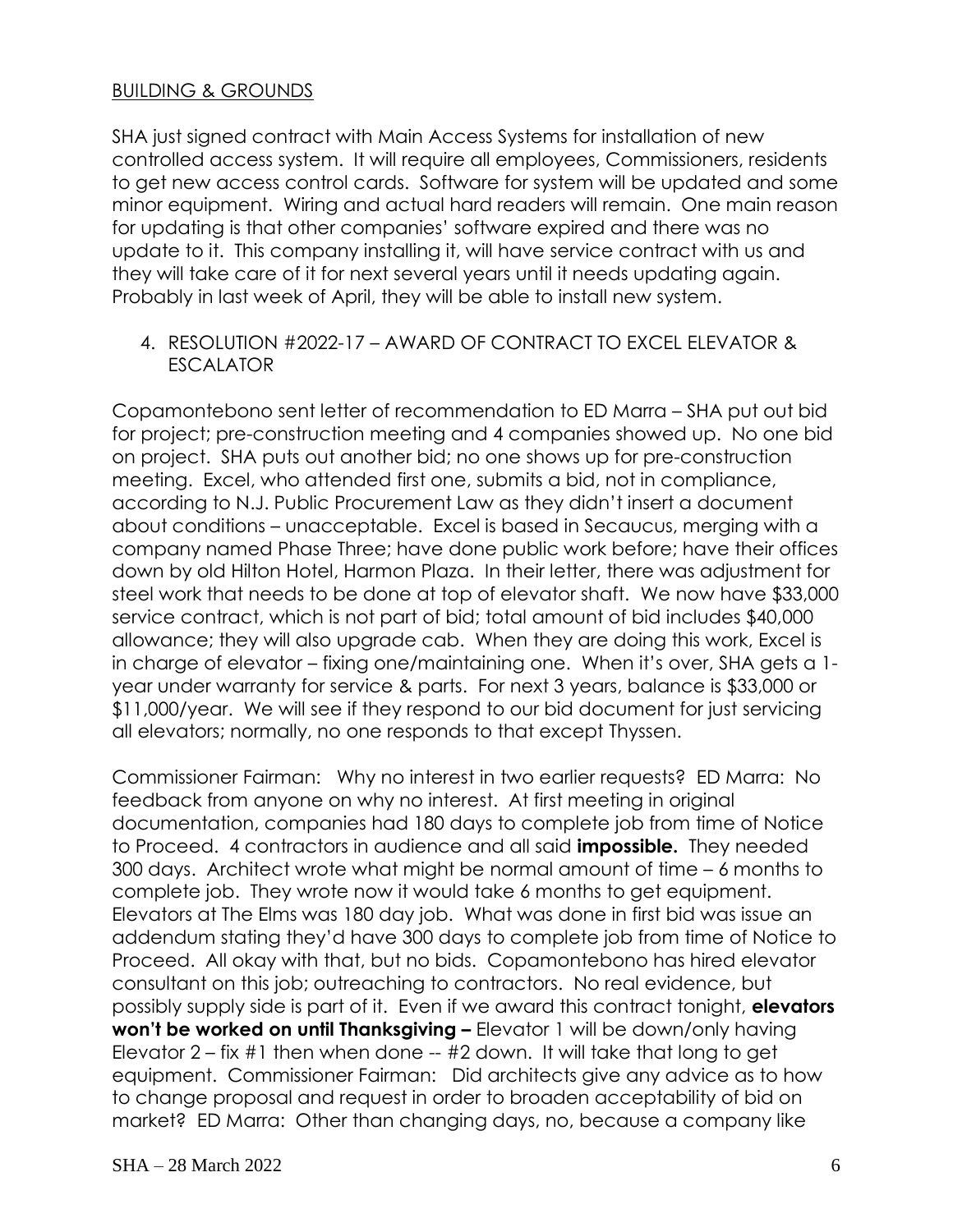BUILDING & GROUNDS

SHA just signed contract with Main Access Systems for installation of new controlled access system. It will require all employees, Commissioners, residents to get new access control cards. Software for system will be updated and some minor equipment. Wiring and actual hard readers will remain. One main reason for updating is that other companies' software expired and there was no update to it. This company installing it, will have service contract with us and they will take care of it for next several years until it needs updating again. Probably in last week of April, they will be able to install new system.

4. RESOLUTION #2022-17 – AWARD OF CONTRACT TO EXCEL ELEVATOR & ESCALATOR

Copamontebono sent letter of recommendation to ED Marra – SHA put out bid for project; pre-construction meeting and 4 companies showed up. No one bid on project. SHA puts out another bid; no one shows up for pre-construction meeting. Excel, who attended first one, submits a bid, not in compliance, according to N.J. Public Procurement Law as they didn't insert a document about conditions – unacceptable. Excel is based in Secaucus, merging with a company named Phase Three; have done public work before; have their offices down by old Hilton Hotel, Harmon Plaza. In their letter, there was adjustment for steel work that needs to be done at top of elevator shaft. We now have $33,000 service contract, which is not part of bid; total amount of bid includes $40,000 allowance; they will also upgrade cab. When they are doing this work, Excel is in charge of elevator – fixing one/maintaining one. When it's over, SHA gets a 1-year under warranty for service & parts. For next 3 years, balance is $33,000 or $11,000/year. We will see if they respond to our bid document for just servicing all elevators; normally, no one responds to that except Thyssen.

Commissioner Fairman: Why no interest in two earlier requests? ED Marra: No feedback from anyone on why no interest. At first meeting in original documentation, companies had 180 days to complete job from time of Notice to Proceed. 4 contractors in audience and all said **impossible.** They needed 300 days. Architect wrote what might be normal amount of time – 6 months to complete job. They wrote now it would take 6 months to get equipment. Elevators at The Elms was 180 day job. What was done in first bid was issue an addendum stating they'd have 300 days to complete job from time of Notice to Proceed. All okay with that, but no bids. Copamontebono has hired elevator consultant on this job; outreaching to contractors. No real evidence, but possibly supply side is part of it. Even if we award this contract tonight, **elevators won't be worked on until Thanksgiving –** Elevator 1 will be down/only having Elevator 2 – fix #1 then when done -- #2 down. It will take that long to get equipment. Commissioner Fairman: Did architects give any advice as to how to change proposal and request in order to broaden acceptability of bid on market? ED Marra: Other than changing days, no, because a company like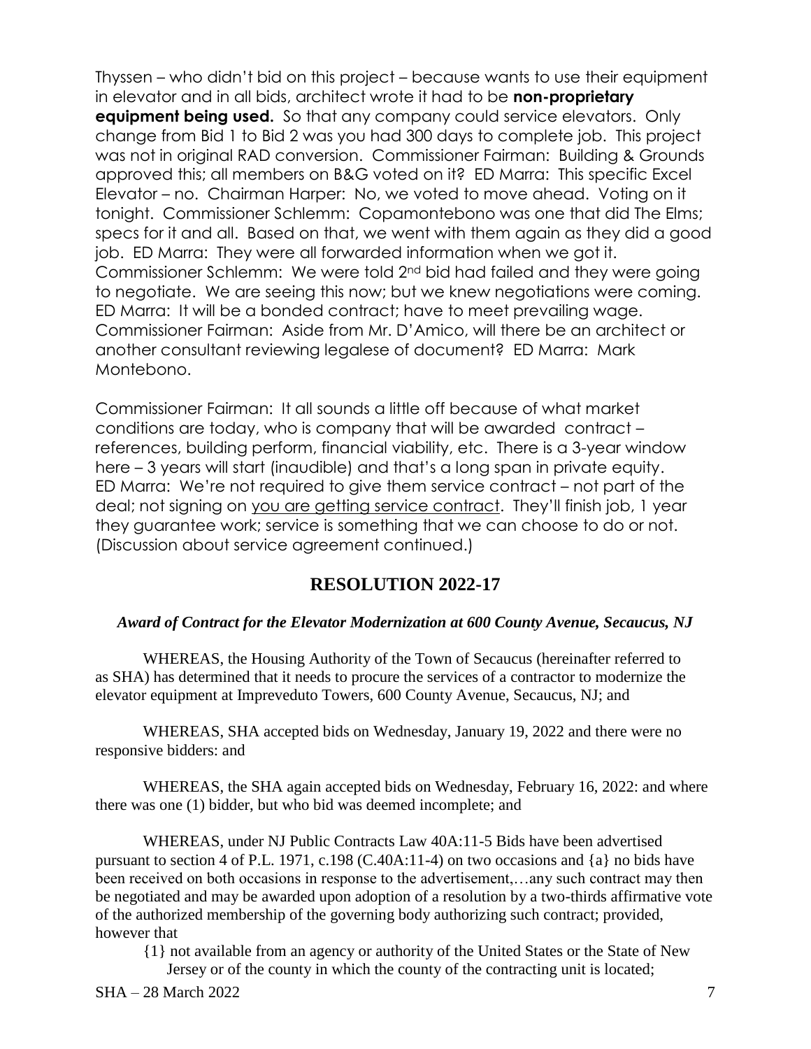Thyssen – who didn't bid on this project – because wants to use their equipment in elevator and in all bids, architect wrote it had to be **non-proprietary equipment being used.** So that any company could service elevators. Only change from Bid 1 to Bid 2 was you had 300 days to complete job. This project was not in original RAD conversion. Commissioner Fairman: Building & Grounds approved this; all members on B&G voted on it? ED Marra: This specific Excel Elevator – no. Chairman Harper: No, we voted to move ahead. Voting on it tonight. Commissioner Schlemm: Copamontebono was one that did The Elms; specs for it and all. Based on that, we went with them again as they did a good job. ED Marra: They were all forwarded information when we got it. Commissioner Schlemm: We were told 2nd bid had failed and they were going to negotiate. We are seeing this now; but we knew negotiations were coming. ED Marra: It will be a bonded contract; have to meet prevailing wage. Commissioner Fairman: Aside from Mr. D'Amico, will there be an architect or another consultant reviewing legalese of document? ED Marra: Mark Montebono.

Commissioner Fairman: It all sounds a little off because of what market conditions are today, who is company that will be awarded contract – references, building perform, financial viability, etc. There is a 3-year window here – 3 years will start (inaudible) and that's a long span in private equity. ED Marra: We're not required to give them service contract – not part of the deal; not signing on you are getting service contract. They'll finish job, 1 year they guarantee work; service is something that we can choose to do or not. (Discussion about service agreement continued.)

## RESOLUTION 2022-17

***Award of Contract for the Elevator Modernization at 600 County Avenue, Secaucus, NJ***

WHEREAS, the Housing Authority of the Town of Secaucus (hereinafter referred to as SHA) has determined that it needs to procure the services of a contractor to modernize the elevator equipment at Impreveduto Towers, 600 County Avenue, Secaucus, NJ; and

WHEREAS, SHA accepted bids on Wednesday, January 19, 2022 and there were no responsive bidders: and

WHEREAS, the SHA again accepted bids on Wednesday, February 16, 2022: and where there was one (1) bidder, but who bid was deemed incomplete; and

WHEREAS, under NJ Public Contracts Law 40A:11-5 Bids have been advertised pursuant to section 4 of P.L. 1971, c.198 (C.40A:11-4) on two occasions and {a} no bids have been received on both occasions in response to the advertisement,…any such contract may then be negotiated and may be awarded upon adoption of a resolution by a two-thirds affirmative vote of the authorized membership of the governing body authorizing such contract; provided, however that

{1} not available from an agency or authority of the United States or the State of New Jersey or of the county in which the county of the contracting unit is located;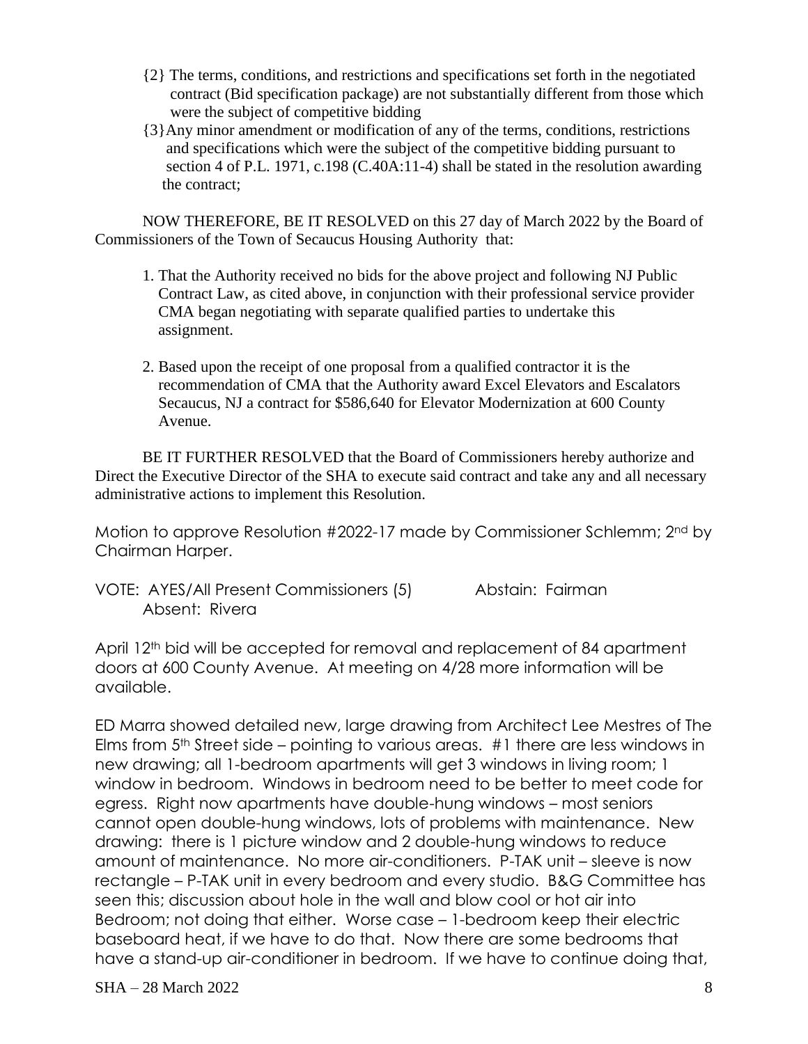{2} The terms, conditions, and restrictions and specifications set forth in the negotiated contract (Bid specification package) are not substantially different from those which were the subject of competitive bidding

{3} Any minor amendment or modification of any of the terms, conditions, restrictions and specifications which were the subject of the competitive bidding pursuant to section 4 of P.L. 1971, c.198 (C.40A:11-4) shall be stated in the resolution awarding the contract;

NOW THEREFORE, BE IT RESOLVED on this 27 day of March 2022 by the Board of Commissioners of the Town of Secaucus Housing Authority that:

1. That the Authority received no bids for the above project and following NJ Public Contract Law, as cited above, in conjunction with their professional service provider CMA began negotiating with separate qualified parties to undertake this assignment.

2. Based upon the receipt of one proposal from a qualified contractor it is the recommendation of CMA that the Authority award Excel Elevators and Escalators Secaucus, NJ a contract for $586,640 for Elevator Modernization at 600 County Avenue.

BE IT FURTHER RESOLVED that the Board of Commissioners hereby authorize and Direct the Executive Director of the SHA to execute said contract and take any and all necessary administrative actions to implement this Resolution.

Motion to approve Resolution #2022-17 made by Commissioner Schlemm; 2nd by Chairman Harper.

VOTE: AYES/All Present Commissioners (5) Abstain: Fairman
Absent: Rivera

April 12th bid will be accepted for removal and replacement of 84 apartment doors at 600 County Avenue. At meeting on 4/28 more information will be available.

ED Marra showed detailed new, large drawing from Architect Lee Mestres of The Elms from 5th Street side – pointing to various areas. #1 there are less windows in new drawing; all 1-bedroom apartments will get 3 windows in living room; 1 window in bedroom. Windows in bedroom need to be better to meet code for egress. Right now apartments have double-hung windows – most seniors cannot open double-hung windows, lots of problems with maintenance. New drawing: there is 1 picture window and 2 double-hung windows to reduce amount of maintenance. No more air-conditioners. P-TAK unit – sleeve is now rectangle – P-TAK unit in every bedroom and every studio. B&G Committee has seen this; discussion about hole in the wall and blow cool or hot air into Bedroom; not doing that either. Worse case – 1-bedroom keep their electric baseboard heat, if we have to do that. Now there are some bedrooms that have a stand-up air-conditioner in bedroom. If we have to continue doing that,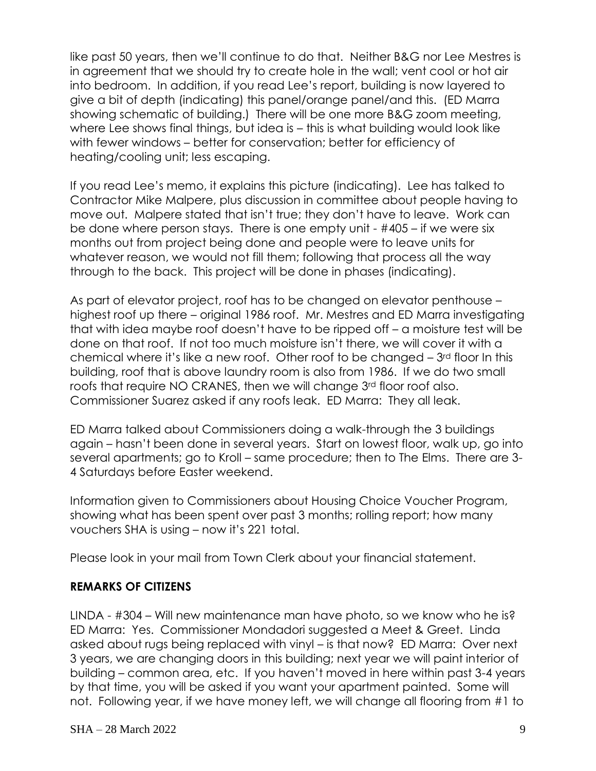like past 50 years, then we'll continue to do that. Neither B&G nor Lee Mestres is in agreement that we should try to create hole in the wall; vent cool or hot air into bedroom. In addition, if you read Lee's report, building is now layered to give a bit of depth (indicating) this panel/orange panel/and this. (ED Marra showing schematic of building.) There will be one more B&G zoom meeting, where Lee shows final things, but idea is – this is what building would look like with fewer windows – better for conservation; better for efficiency of heating/cooling unit; less escaping.

If you read Lee's memo, it explains this picture (indicating). Lee has talked to Contractor Mike Malpere, plus discussion in committee about people having to move out. Malpere stated that isn't true; they don't have to leave. Work can be done where person stays. There is one empty unit - #405 – if we were six months out from project being done and people were to leave units for whatever reason, we would not fill them; following that process all the way through to the back. This project will be done in phases (indicating).

As part of elevator project, roof has to be changed on elevator penthouse – highest roof up there – original 1986 roof. Mr. Mestres and ED Marra investigating that with idea maybe roof doesn't have to be ripped off – a moisture test will be done on that roof. If not too much moisture isn't there, we will cover it with a chemical where it's like a new roof. Other roof to be changed – 3rd floor In this building, roof that is above laundry room is also from 1986. If we do two small roofs that require NO CRANES, then we will change 3rd floor roof also. Commissioner Suarez asked if any roofs leak. ED Marra: They all leak.

ED Marra talked about Commissioners doing a walk-through the 3 buildings again – hasn't been done in several years. Start on lowest floor, walk up, go into several apartments; go to Kroll – same procedure; then to The Elms. There are 3-4 Saturdays before Easter weekend.

Information given to Commissioners about Housing Choice Voucher Program, showing what has been spent over past 3 months; rolling report; how many vouchers SHA is using – now it's 221 total.

Please look in your mail from Town Clerk about your financial statement.

## REMARKS OF CITIZENS

LINDA - #304 – Will new maintenance man have photo, so we know who he is? ED Marra: Yes. Commissioner Mondadori suggested a Meet & Greet. Linda asked about rugs being replaced with vinyl – is that now? ED Marra: Over next 3 years, we are changing doors in this building; next year we will paint interior of building – common area, etc. If you haven't moved in here within past 3-4 years by that time, you will be asked if you want your apartment painted. Some will not. Following year, if we have money left, we will change all flooring from #1 to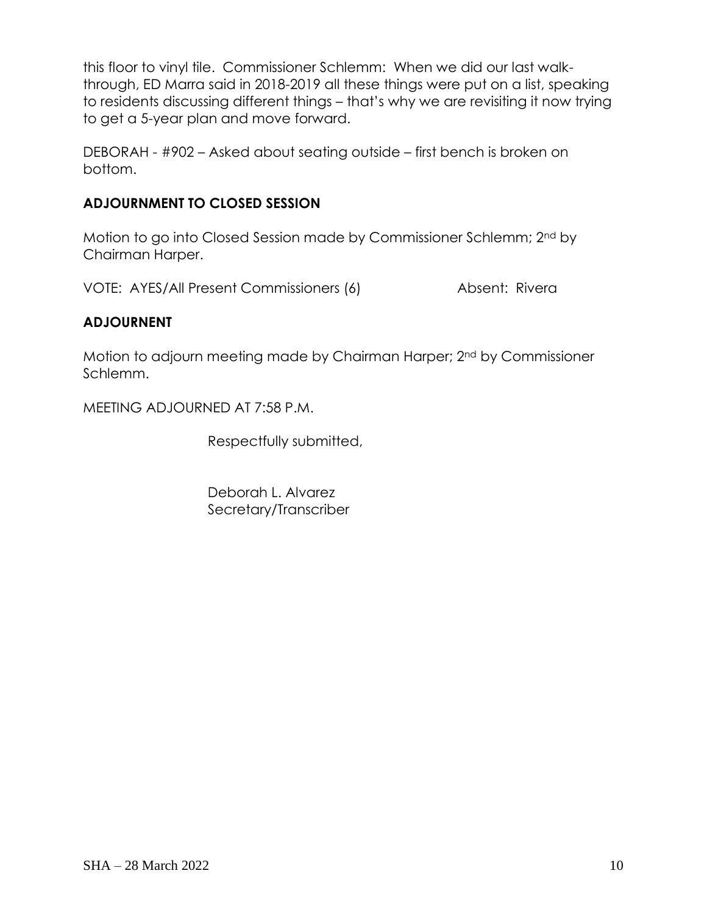this floor to vinyl tile. Commissioner Schlemm: When we did our last walk-through, ED Marra said in 2018-2019 all these things were put on a list, speaking to residents discussing different things – that's why we are revisiting it now trying to get a 5-year plan and move forward.

DEBORAH - #902 – Asked about seating outside – first bench is broken on bottom.

**ADJOURNMENT TO CLOSED SESSION**

Motion to go into Closed Session made by Commissioner Schlemm; 2nd by Chairman Harper.

VOTE: AYES/All Present Commissioners (6) Absent: Rivera

**ADJOURNENT**

Motion to adjourn meeting made by Chairman Harper; 2nd by Commissioner Schlemm.

MEETING ADJOURNED AT 7:58 P.M.

Respectfully submitted,

Deborah L. Alvarez
Secretary/Transcriber